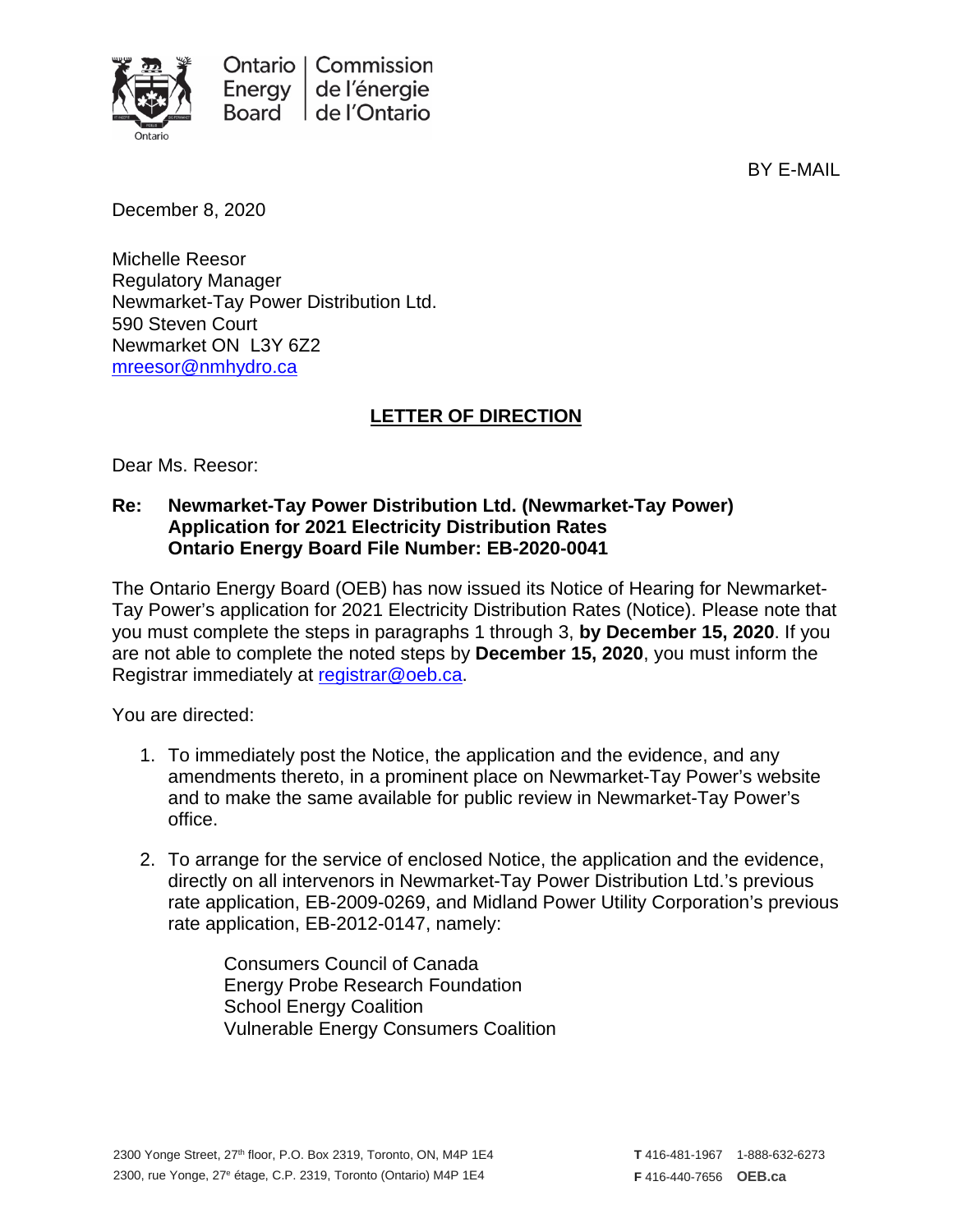Ontario Energy Board | Commission de l'énergie de l'Ontario

BY E-MAIL

December 8, 2020

Michelle Reesor
Regulatory Manager
Newmarket-Tay Power Distribution Ltd.
590 Steven Court
Newmarket ON L3Y 6Z2
mreesor@nmhydro.ca

**LETTER OF DIRECTION**

Dear Ms. Reesor:

**Re: Newmarket-Tay Power Distribution Ltd. (Newmarket-Tay Power)**
**Application for 2021 Electricity Distribution Rates**
**Ontario Energy Board File Number: EB-2020-0041**

The Ontario Energy Board (OEB) has now issued its Notice of Hearing for Newmarket-Tay Power's application for 2021 Electricity Distribution Rates (Notice). Please note that you must complete the steps in paragraphs 1 through 3, **by December 15, 2020**. If you are not able to complete the noted steps by **December 15, 2020**, you must inform the Registrar immediately at registrar@oeb.ca.

You are directed:

1. To immediately post the Notice, the application and the evidence, and any amendments thereto, in a prominent place on Newmarket-Tay Power's website and to make the same available for public review in Newmarket-Tay Power's office.

2. To arrange for the service of enclosed Notice, the application and the evidence, directly on all intervenors in Newmarket-Tay Power Distribution Ltd.'s previous rate application, EB-2009-0269, and Midland Power Utility Corporation's previous rate application, EB-2012-0147, namely:

   Consumers Council of Canada
   Energy Probe Research Foundation
   School Energy Coalition
   Vulnerable Energy Consumers Coalition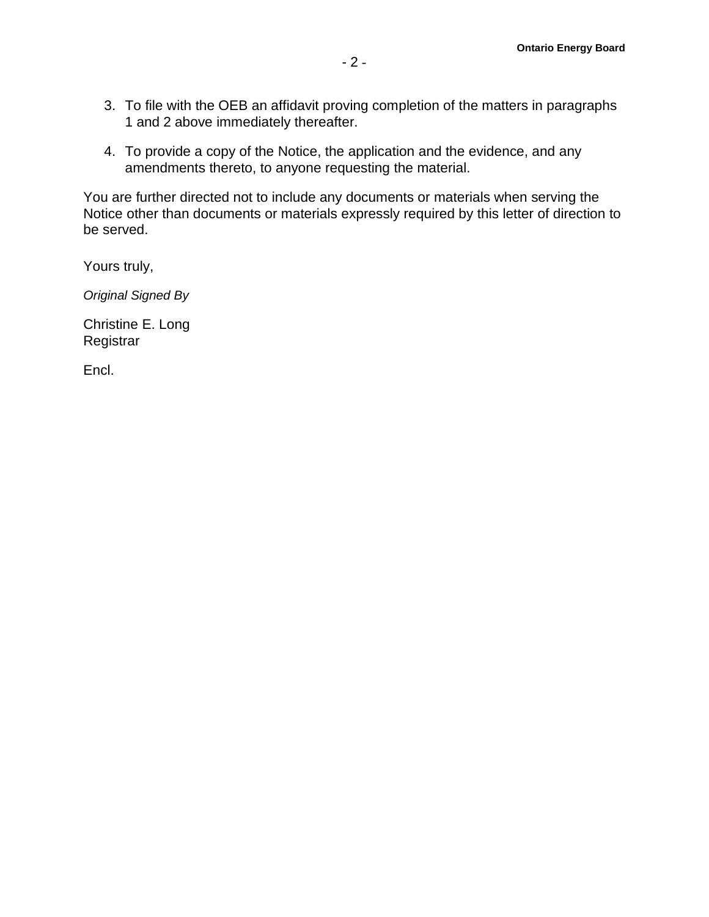3. To file with the OEB an affidavit proving completion of the matters in paragraphs 1 and 2 above immediately thereafter.

4. To provide a copy of the Notice, the application and the evidence, and any amendments thereto, to anyone requesting the material.

You are further directed not to include any documents or materials when serving the Notice other than documents or materials expressly required by this letter of direction to be served.

Yours truly,

*Original Signed By*

Christine E. Long
Registrar

Encl.